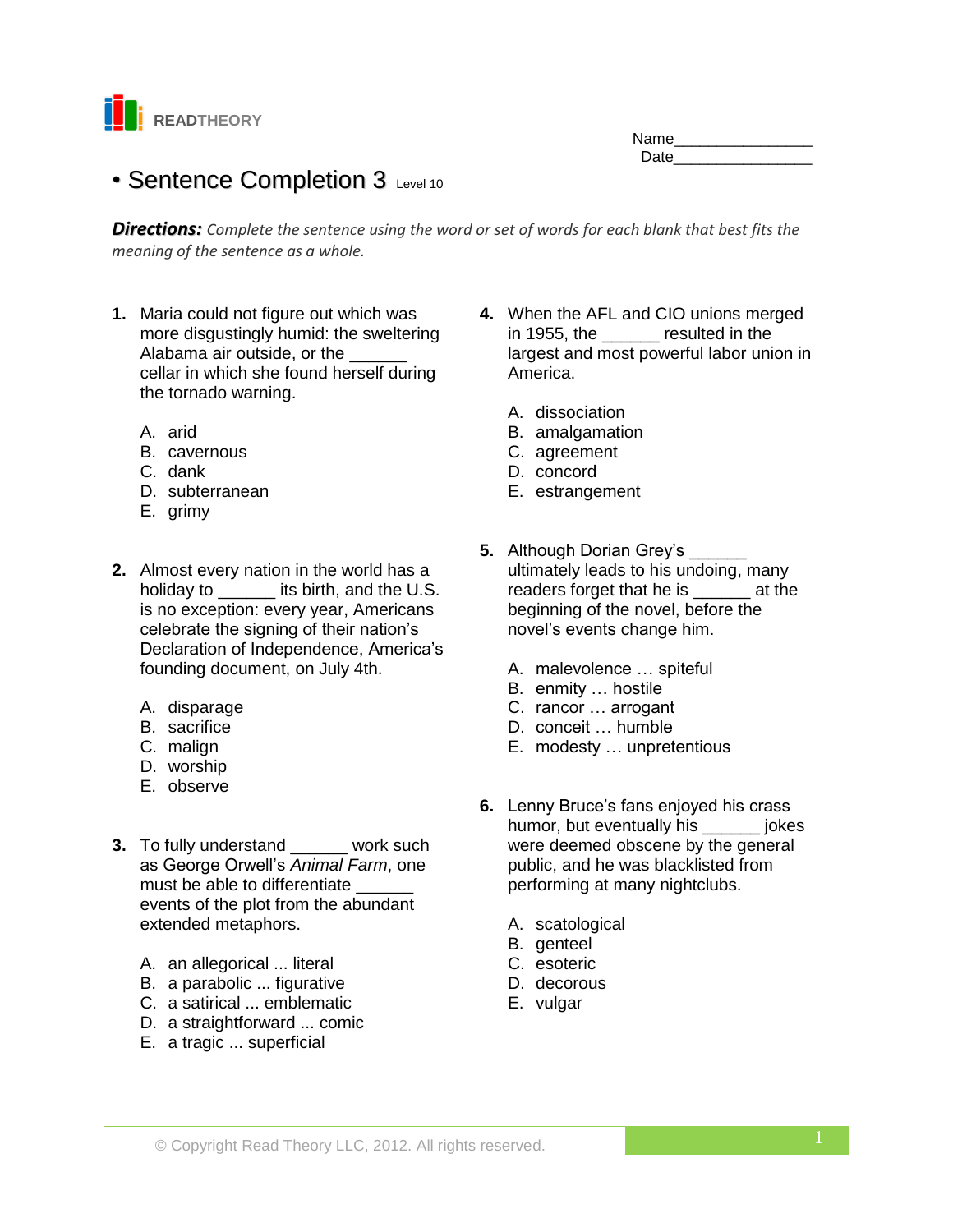READTHEORY

Name________________
Date________________

# • Sentence Completion 3 Level 10

***Directions:*** *Complete the sentence using the word or set of words for each blank that best fits the meaning of the sentence as a whole.*

**1.** Maria could not figure out which was more disgustingly humid: the sweltering Alabama air outside, or the ______ cellar in which she found herself during the tornado warning.

A. arid
B. cavernous
C. dank
D. subterranean
E. grimy

**2.** Almost every nation in the world has a holiday to ______ its birth, and the U.S. is no exception: every year, Americans celebrate the signing of their nation's Declaration of Independence, America's founding document, on July 4th.

A. disparage
B. sacrifice
C. malign
D. worship
E. observe

**3.** To fully understand ______ work such as George Orwell's *Animal Farm*, one must be able to differentiate ______ events of the plot from the abundant extended metaphors.

A. an allegorical ... literal
B. a parabolic ... figurative
C. a satirical ... emblematic
D. a straightforward ... comic
E. a tragic ... superficial

**4.** When the AFL and CIO unions merged in 1955, the ______ resulted in the largest and most powerful labor union in America.

A. dissociation
B. amalgamation
C. agreement
D. concord
E. estrangement

**5.** Although Dorian Grey's ______ ultimately leads to his undoing, many readers forget that he is ______ at the beginning of the novel, before the novel's events change him.

A. malevolence … spiteful
B. enmity … hostile
C. rancor … arrogant
D. conceit … humble
E. modesty … unpretentious

**6.** Lenny Bruce's fans enjoyed his crass humor, but eventually his ______ jokes were deemed obscene by the general public, and he was blacklisted from performing at many nightclubs.

A. scatological
B. genteel
C. esoteric
D. decorous
E. vulgar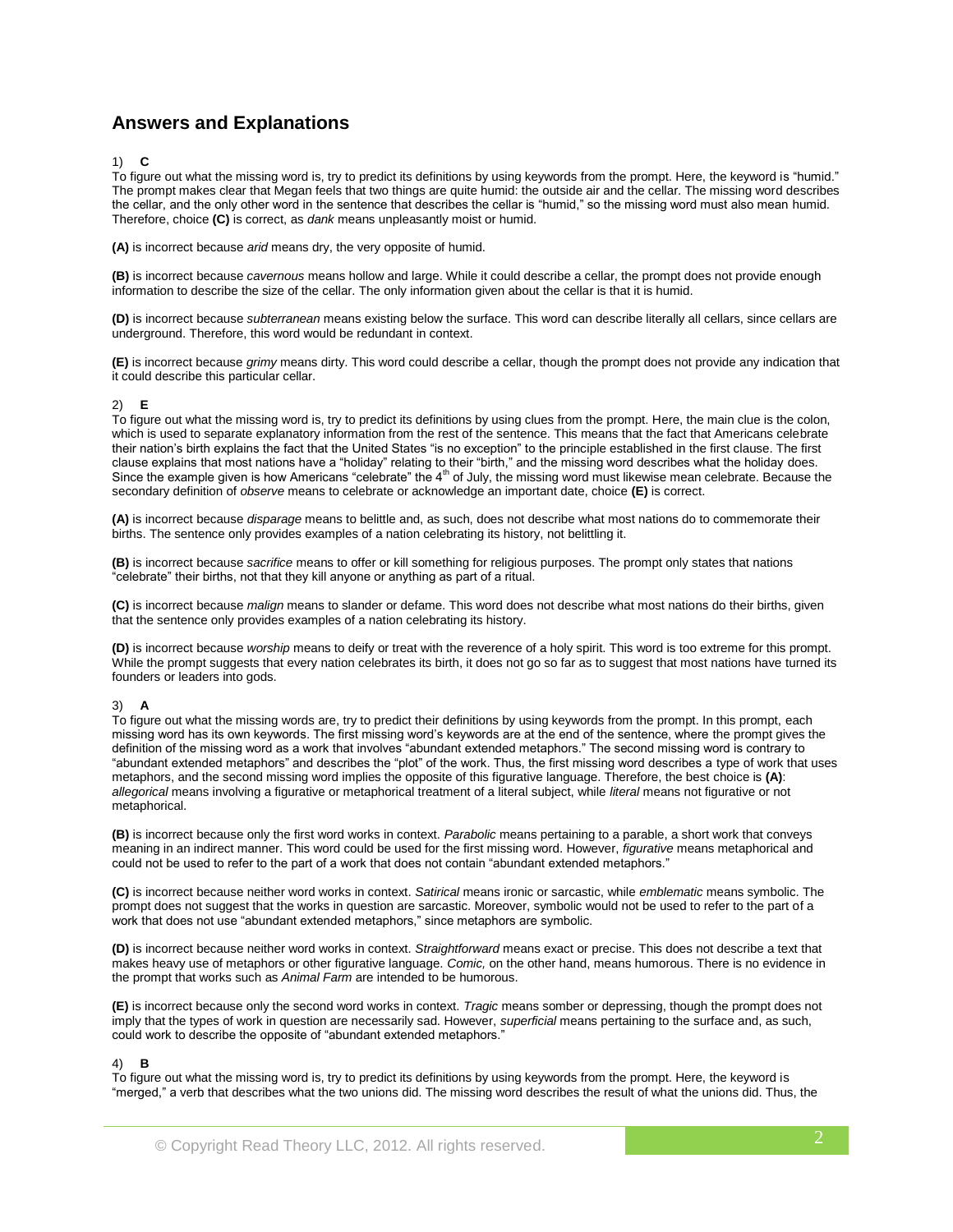## Answers and Explanations

1) **C**

To figure out what the missing word is, try to predict its definitions by using keywords from the prompt. Here, the keyword is "humid." The prompt makes clear that Megan feels that two things are quite humid: the outside air and the cellar. The missing word describes the cellar, and the only other word in the sentence that describes the cellar is "humid," so the missing word must also mean humid. Therefore, choice **(C)** is correct, as *dank* means unpleasantly moist or humid.

**(A)** is incorrect because *arid* means dry, the very opposite of humid.

**(B)** is incorrect because *cavernous* means hollow and large. While it could describe a cellar, the prompt does not provide enough information to describe the size of the cellar. The only information given about the cellar is that it is humid.

**(D)** is incorrect because *subterranean* means existing below the surface. This word can describe literally all cellars, since cellars are underground. Therefore, this word would be redundant in context.

**(E)** is incorrect because *grimy* means dirty. This word could describe a cellar, though the prompt does not provide any indication that it could describe this particular cellar.

2) **E**

To figure out what the missing word is, try to predict its definitions by using clues from the prompt. Here, the main clue is the colon, which is used to separate explanatory information from the rest of the sentence. This means that the fact that Americans celebrate their nation's birth explains the fact that the United States "is no exception" to the principle established in the first clause. The first clause explains that most nations have a "holiday" relating to their "birth," and the missing word describes what the holiday does. Since the example given is how Americans "celebrate" the 4th of July, the missing word must likewise mean celebrate. Because the secondary definition of *observe* means to celebrate or acknowledge an important date, choice **(E)** is correct.

**(A)** is incorrect because *disparage* means to belittle and, as such, does not describe what most nations do to commemorate their births. The sentence only provides examples of a nation celebrating its history, not belittling it.

**(B)** is incorrect because *sacrifice* means to offer or kill something for religious purposes. The prompt only states that nations "celebrate" their births, not that they kill anyone or anything as part of a ritual.

**(C)** is incorrect because *malign* means to slander or defame. This word does not describe what most nations do their births, given that the sentence only provides examples of a nation celebrating its history.

**(D)** is incorrect because *worship* means to deify or treat with the reverence of a holy spirit. This word is too extreme for this prompt. While the prompt suggests that every nation celebrates its birth, it does not go so far as to suggest that most nations have turned its founders or leaders into gods.

3) **A**

To figure out what the missing words are, try to predict their definitions by using keywords from the prompt. In this prompt, each missing word has its own keywords. The first missing word's keywords are at the end of the sentence, where the prompt gives the definition of the missing word as a work that involves "abundant extended metaphors." The second missing word is contrary to "abundant extended metaphors" and describes the "plot" of the work. Thus, the first missing word describes a type of work that uses metaphors, and the second missing word implies the opposite of this figurative language. Therefore, the best choice is **(A)**: *allegorical* means involving a figurative or metaphorical treatment of a literal subject, while *literal* means not figurative or not metaphorical.

**(B)** is incorrect because only the first word works in context. *Parabolic* means pertaining to a parable, a short work that conveys meaning in an indirect manner. This word could be used for the first missing word. However, *figurative* means metaphorical and could not be used to refer to the part of a work that does not contain "abundant extended metaphors."

**(C)** is incorrect because neither word works in context. *Satirical* means ironic or sarcastic, while *emblematic* means symbolic. The prompt does not suggest that the works in question are sarcastic. Moreover, symbolic would not be used to refer to the part of a work that does not use "abundant extended metaphors," since metaphors are symbolic.

**(D)** is incorrect because neither word works in context. *Straightforward* means exact or precise. This does not describe a text that makes heavy use of metaphors or other figurative language. *Comic,* on the other hand, means humorous. There is no evidence in the prompt that works such as *Animal Farm* are intended to be humorous.

**(E)** is incorrect because only the second word works in context. *Tragic* means somber or depressing, though the prompt does not imply that the types of work in question are necessarily sad. However, *superficial* means pertaining to the surface and, as such, could work to describe the opposite of "abundant extended metaphors."

4) **B**

To figure out what the missing word is, try to predict its definitions by using keywords from the prompt. Here, the keyword is "merged," a verb that describes what the two unions did. The missing word describes the result of what the unions did. Thus, the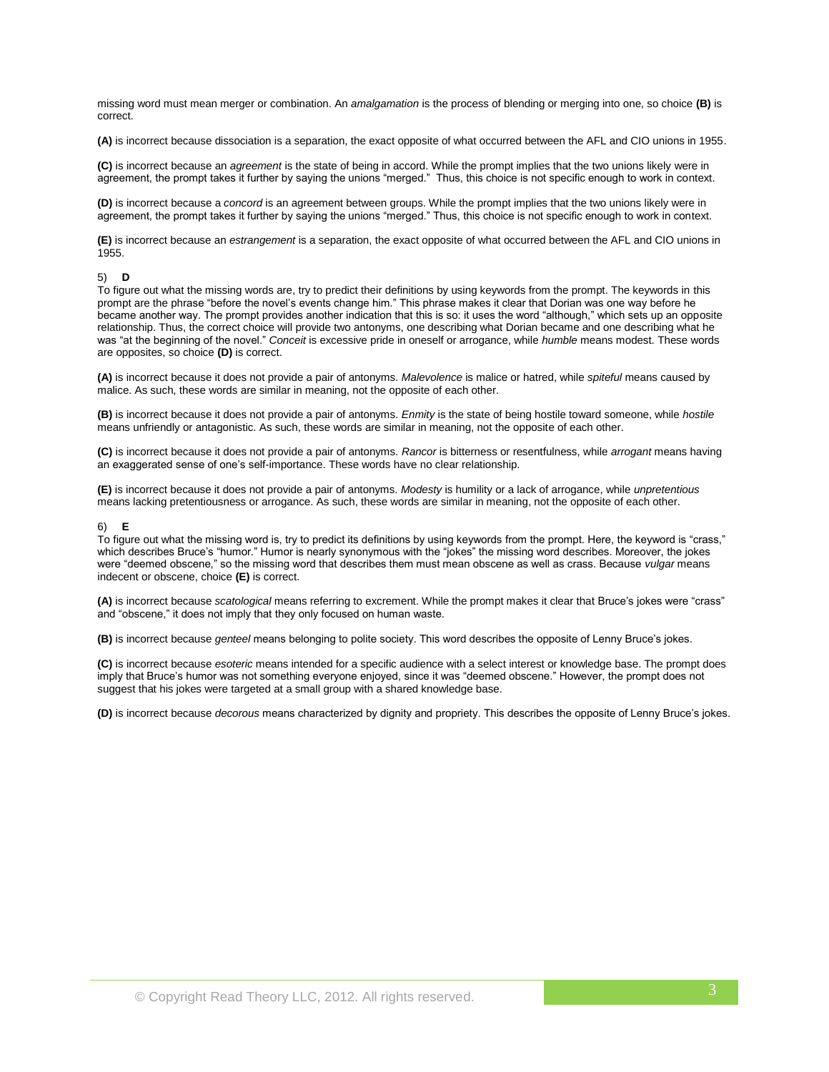missing word must mean merger or combination. An *amalgamation* is the process of blending or merging into one, so choice **(B)** is correct.

**(A)** is incorrect because dissociation is a separation, the exact opposite of what occurred between the AFL and CIO unions in 1955.

**(C)** is incorrect because an *agreement* is the state of being in accord. While the prompt implies that the two unions likely were in agreement, the prompt takes it further by saying the unions "merged." Thus, this choice is not specific enough to work in context.

**(D)** is incorrect because a *concord* is an agreement between groups. While the prompt implies that the two unions likely were in agreement, the prompt takes it further by saying the unions "merged." Thus, this choice is not specific enough to work in context.

**(E)** is incorrect because an *estrangement* is a separation, the exact opposite of what occurred between the AFL and CIO unions in 1955.

5) **D**

To figure out what the missing words are, try to predict their definitions by using keywords from the prompt. The keywords in this prompt are the phrase "before the novel's events change him." This phrase makes it clear that Dorian was one way before he became another way. The prompt provides another indication that this is so: it uses the word "although," which sets up an opposite relationship. Thus, the correct choice will provide two antonyms, one describing what Dorian became and one describing what he was "at the beginning of the novel." *Conceit* is excessive pride in oneself or arrogance, while *humble* means modest. These words are opposites, so choice **(D)** is correct.

**(A)** is incorrect because it does not provide a pair of antonyms. *Malevolence* is malice or hatred, while *spiteful* means caused by malice. As such, these words are similar in meaning, not the opposite of each other.

**(B)** is incorrect because it does not provide a pair of antonyms. *Enmity* is the state of being hostile toward someone, while *hostile* means unfriendly or antagonistic. As such, these words are similar in meaning, not the opposite of each other.

**(C)** is incorrect because it does not provide a pair of antonyms. *Rancor* is bitterness or resentfulness, while *arrogant* means having an exaggerated sense of one's self-importance. These words have no clear relationship.

**(E)** is incorrect because it does not provide a pair of antonyms. *Modesty* is humility or a lack of arrogance, while *unpretentious* means lacking pretentiousness or arrogance. As such, these words are similar in meaning, not the opposite of each other.

6) **E**

To figure out what the missing word is, try to predict its definitions by using keywords from the prompt. Here, the keyword is "crass," which describes Bruce's "humor." Humor is nearly synonymous with the "jokes" the missing word describes. Moreover, the jokes were "deemed obscene," so the missing word that describes them must mean obscene as well as crass. Because *vulgar* means indecent or obscene, choice **(E)** is correct.

**(A)** is incorrect because *scatological* means referring to excrement. While the prompt makes it clear that Bruce's jokes were "crass" and "obscene," it does not imply that they only focused on human waste.

**(B)** is incorrect because *genteel* means belonging to polite society. This word describes the opposite of Lenny Bruce's jokes.

**(C)** is incorrect because *esoteric* means intended for a specific audience with a select interest or knowledge base. The prompt does imply that Bruce's humor was not something everyone enjoyed, since it was "deemed obscene." However, the prompt does not suggest that his jokes were targeted at a small group with a shared knowledge base.

**(D)** is incorrect because *decorous* means characterized by dignity and propriety. This describes the opposite of Lenny Bruce's jokes.